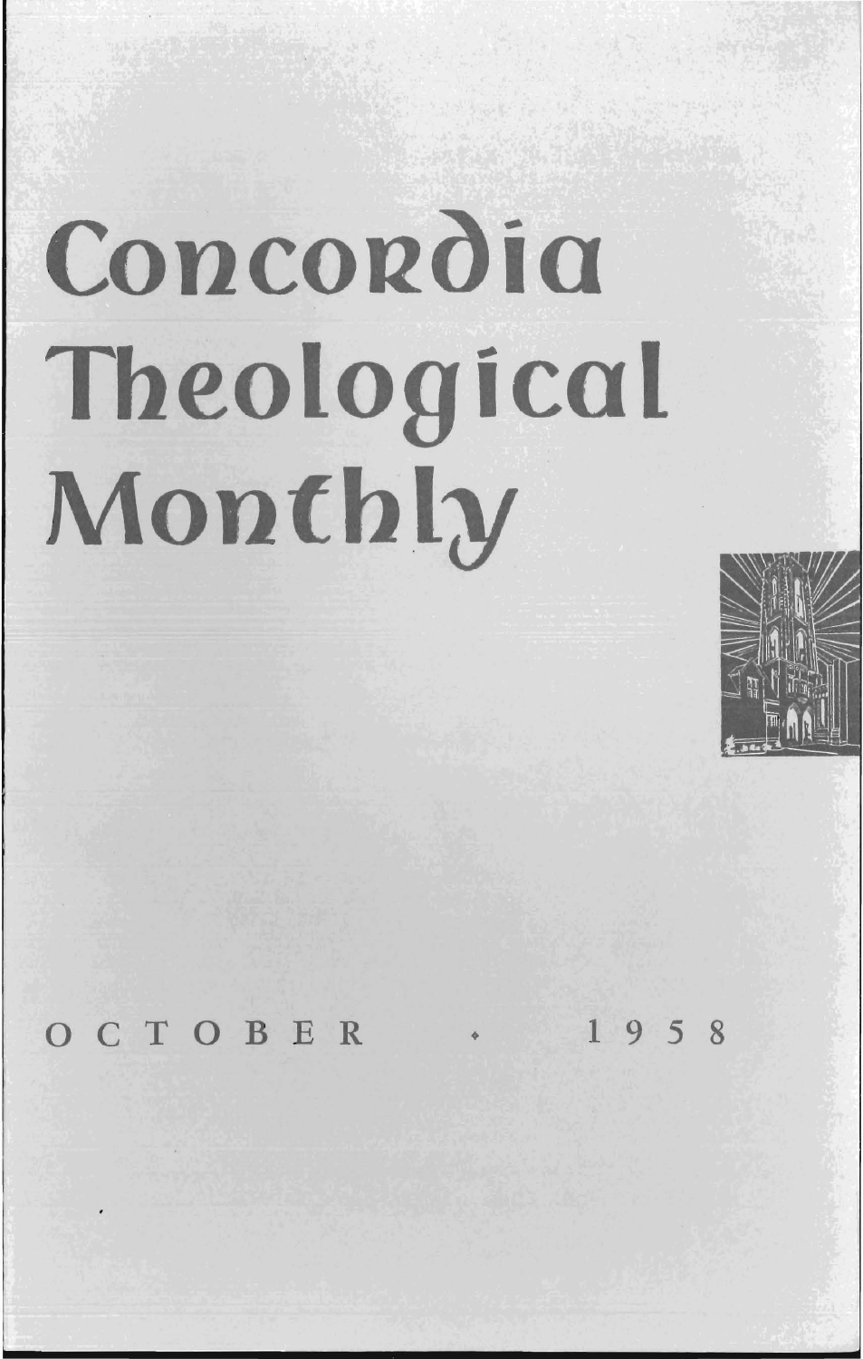# Concordia Theological Monthly

OCTOBER • 1958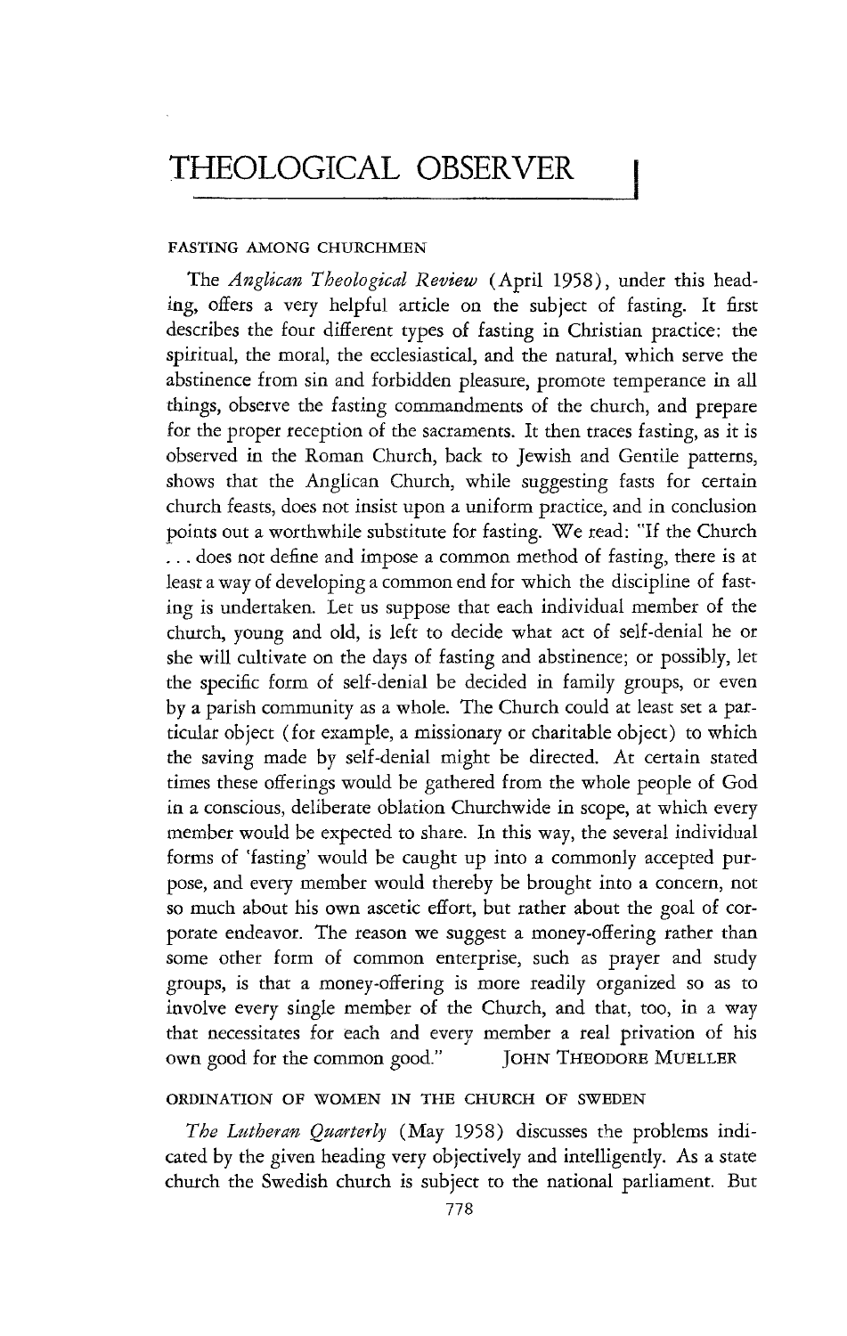# THEOLOGICAL OBSERVER

## FASTING AMONG CHURCHMEN

The *Anglican Theological Review* (April 1958), under this heading, offers a very helpful article on the subject of fasting. It first describes the four different types of fasting in Christian practice: the spiritual, the moral, the ecclesiastical, and the natural, which serve the abstinence from sin and forbidden pleasure, promote temperance in all things, observe the fasting commandments of the church, and prepare for the proper reception of the sacraments. It then traces fasting, as it is observed in the Roman Church, back to Jewish and Gentile patterns, shows that the Anglican Church, while suggesting fasts for certain church feasts, does not insist upon a uniform practice, and in conclusion points out a worthwhile substitute for fasting. We read: "If the Church ... does not define and impose a common method of fasting, there is at least a way of developing a common end for which the discipline of fasting is undertaken. Let us suppose that each individual member of the church, young and old, is left to decide what act of self-denial he or she will cultivate on the days of fasting and abstinence; or possibly, let the specific form of self-denial be decided in family groups, or even by a parish community as a whole. The Church could at least set a particular object (for example, a missionary or charitable object) to which the saving made by self-denial might be directed. At certain stated times these offerings would be gathered from the whole people of God in a conscious, deliberate oblation Churchwide in scope, at which every member would be expected to share. In this way, the several individual forms of 'fasting' would be caught up into a commonly accepted purpose, and every member would thereby be brought into a concern, not so much about his own ascetic effort, but rather about the goal of corporate endeavor. The reason we suggest a money-offering rather than some other form of common enterprise, such as prayer and study groups, is that a money-offering is more readily organized so as to involve every single member of the Church, and that, too, in a way that necessitates for each and every member a real privation of his own good for the common good." JOHN THEODORE MUELLER

## ORDINATION OF WOMEN IN THE CHURCH OF SWEDEN

*The Lutheran Quarterly* (May 1958) discusses the problems indicated by the given heading very objectively and intelligently. As a state church the Swedish church is subject to the national parliament. But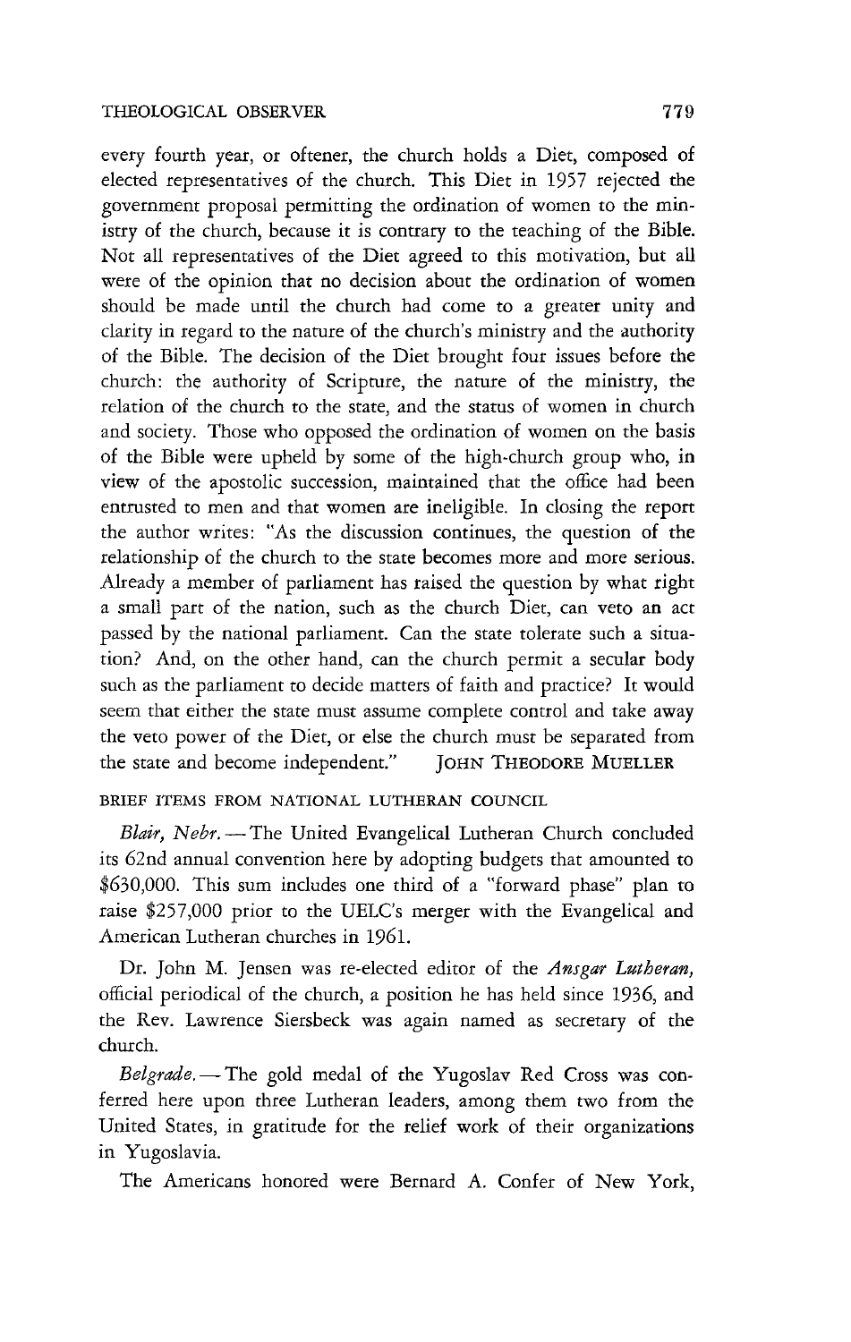every fourth year, or oftener, the church holds a Diet, composed of elected representatives of the church. This Diet in 1957 rejected the government proposal permitting the ordination of women to the ministry of the church, because it is contrary to the teaching of the Bible. Not all representatives of the Diet agreed to this motivation, but all were of the opinion that no decision about the ordination of women should be made until the church had come to a greater unity and clarity in regard to the nature of the church's ministry and the authority of the Bible. The decision of the Diet brought four issues before the church: the authority of Scripture, the nature of the ministry, the relation of the church to the state, and the status of women in church and society. Those who opposed the ordination of women on the basis of the Bible were upheld by some of the high-church group who, in view of the apostolic succession, maintained that the office had been entrusted to men and that women are ineligible. In closing the report the author writes: "As the discussion continues, the question of the relationship of the church to the state becomes more and more serious. Already a member of parliament has raised the question by what right a small part of the nation, such as the church Diet, can veto an act passed by the national parliament. Can the state tolerate such a situation? And, on the other hand, can the church permit a secular body such as the parliament to decide matters of faith and practice? It would seem that either the state must assume complete control and take away the veto power of the Diet, or else the church must be separated from the state and become independent." JOHN THEODORE MUELLER

BRIEF ITEMS FROM NATIONAL LUTHERAN COUNCIL

*Blair, Nebr.* — The United Evangelical Lutheran Church concluded its 62nd annual convention here by adopting budgets that amounted to $630,000. This sum includes one third of a "forward phase" plan to raise $257,000 prior to the UELC's merger with the Evangelical and American Lutheran churches in 1961.

Dr. John M. Jensen was re-elected editor of the *Ansgar Lutheran*, official periodical of the church, a position he has held since 1936, and the Rev. Lawrence Siersbeck was again named as secretary of the church.

*Belgrade.* — The gold medal of the Yugoslav Red Cross was conferred here upon three Lutheran leaders, among them two from the United States, in gratitude for the relief work of their organizations in Yugoslavia.

The Americans honored were Bernard A. Confer of New York,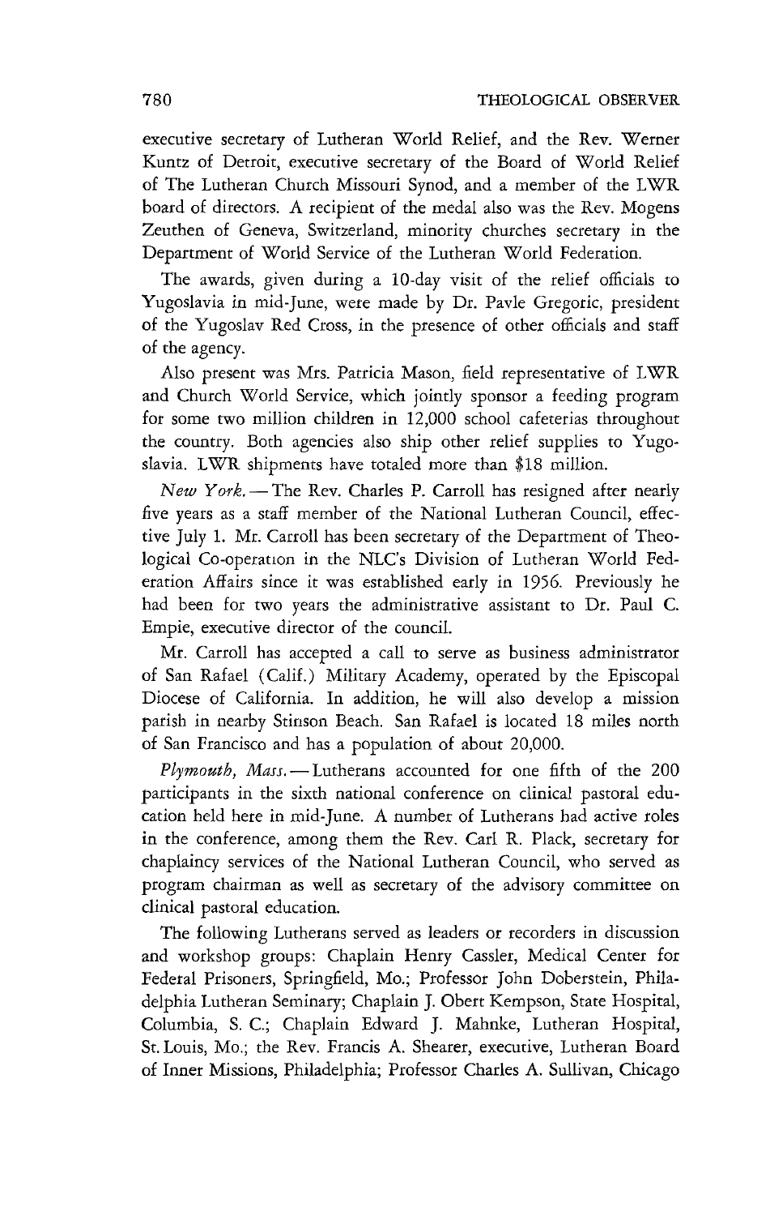executive secretary of Lutheran World Relief, and the Rev. Werner Kuntz of Detroit, executive secretary of the Board of World Relief of The Lutheran Church Missouri Synod, and a member of the LWR board of directors. A recipient of the medal also was the Rev. Mogens Zeuthen of Geneva, Switzerland, minority churches secretary in the Department of World Service of the Lutheran World Federation.

The awards, given during a 10-day visit of the relief officials to Yugoslavia in mid-June, were made by Dr. Pavle Gregoric, president of the Yugoslav Red Cross, in the presence of other officials and staff of the agency.

Also present was Mrs. Patricia Mason, field representative of LWR and Church World Service, which jointly sponsor a feeding program for some two million children in 12,000 school cafeterias throughout the country. Both agencies also ship other relief supplies to Yugoslavia. LWR shipments have totaled more than $18 million.

*New York.* — The Rev. Charles P. Carroll has resigned after nearly five years as a staff member of the National Lutheran Council, effective July 1. Mr. Carroll has been secretary of the Department of Theological Co-operation in the NLC's Division of Lutheran World Federation Affairs since it was established early in 1956. Previously he had been for two years the administrative assistant to Dr. Paul C. Empie, executive director of the council.

Mr. Carroll has accepted a call to serve as business administrator of San Rafael (Calif.) Military Academy, operated by the Episcopal Diocese of California. In addition, he will also develop a mission parish in nearby Stinson Beach. San Rafael is located 18 miles north of San Francisco and has a population of about 20,000.

*Plymouth, Mass.* — Lutherans accounted for one fifth of the 200 participants in the sixth national conference on clinical pastoral education held here in mid-June. A number of Lutherans had active roles in the conference, among them the Rev. Carl R. Plack, secretary for chaplaincy services of the National Lutheran Council, who served as program chairman as well as secretary of the advisory committee on clinical pastoral education.

The following Lutherans served as leaders or recorders in discussion and workshop groups: Chaplain Henry Cassler, Medical Center for Federal Prisoners, Springfield, Mo.; Professor John Doberstein, Philadelphia Lutheran Seminary; Chaplain J. Obert Kempson, State Hospital, Columbia, S. C.; Chaplain Edward J. Mahnke, Lutheran Hospital, St. Louis, Mo.; the Rev. Francis A. Shearer, executive, Lutheran Board of Inner Missions, Philadelphia; Professor Charles A. Sullivan, Chicago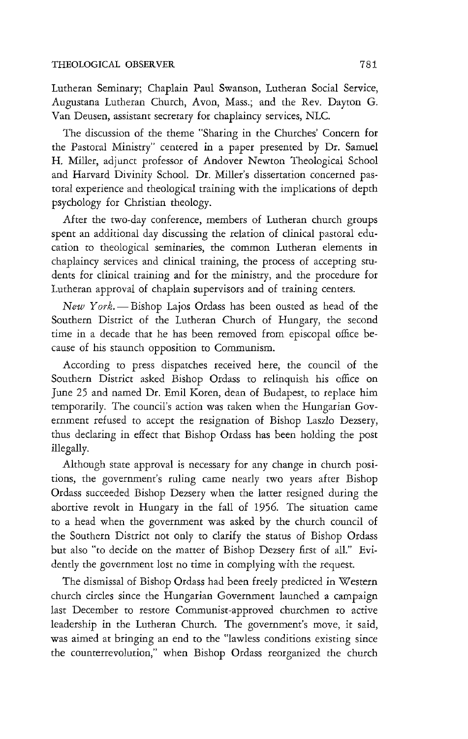Lutheran Seminary; Chaplain Paul Swanson, Lutheran Social Service, Augustana Lutheran Church, Avon, Mass.; and the Rev. Dayton G. Van Deusen, assistant secretary for chaplaincy services, NLC.

The discussion of the theme "Sharing in the Churches' Concern for the Pastoral Ministry" centered in a paper presented by Dr. Samuel H. Miller, adjunct professor of Andover Newton Theological School and Harvard Divinity School. Dr. Miller's dissertation concerned pastoral experience and theological training with the implications of depth psychology for Christian theology.

After the two-day conference, members of Lutheran church groups spent an additional day discussing the relation of clinical pastoral education to theological seminaries, the common Lutheran elements in chaplaincy services and clinical training, the process of accepting students for clinical training and for the ministry, and the procedure for Lutheran approval of chaplain supervisors and of training centers.

*New York.* — Bishop Lajos Ordass has been ousted as head of the Southern District of the Lutheran Church of Hungary, the second time in a decade that he has been removed from episcopal office because of his staunch opposition to Communism.

According to press dispatches received here, the council of the Southern District asked Bishop Ordass to relinquish his office on June 25 and named Dr. Emil Koren, dean of Budapest, to replace him temporarily. The council's action was taken when the Hungarian Government refused to accept the resignation of Bishop Laszlo Dezsery, thus declaring in effect that Bishop Ordass has been holding the post illegally.

Although state approval is necessary for any change in church positions, the government's ruling came nearly two years after Bishop Ordass succeeded Bishop Dezsery when the latter resigned during the abortive revolt in Hungary in the fall of 1956. The situation came to a head when the government was asked by the church council of the Southern District not only to clarify the status of Bishop Ordass but also "to decide on the matter of Bishop Dezsery first of all." Evidently the government lost no time in complying with the request.

The dismissal of Bishop Ordass had been freely predicted in Western church circles since the Hungarian Government launched a campaign last December to restore Communist-approved churchmen to active leadership in the Lutheran Church. The government's move, it said, was aimed at bringing an end to the "lawless conditions existing since the counterrevolution," when Bishop Ordass reorganized the church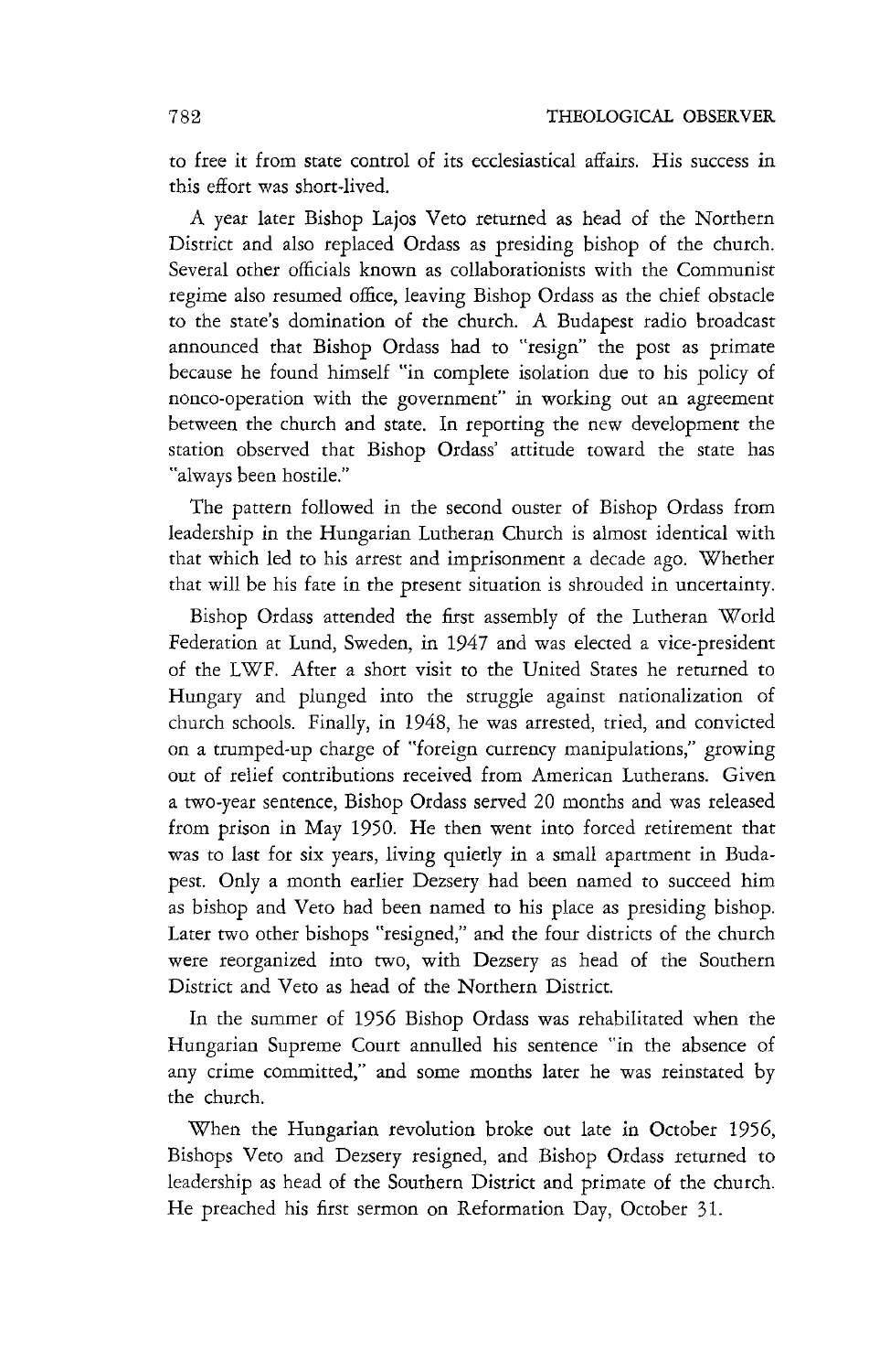to free it from state control of its ecclesiastical affairs. His success in this effort was short-lived.

A year later Bishop Lajos Veto returned as head of the Northern District and also replaced Ordass as presiding bishop of the church. Several other officials known as collaborationists with the Communist regime also resumed office, leaving Bishop Ordass as the chief obstacle to the state's domination of the church. A Budapest radio broadcast announced that Bishop Ordass had to "resign" the post as primate because he found himself "in complete isolation due to his policy of nonco-operation with the government" in working out an agreement between the church and state. In reporting the new development the station observed that Bishop Ordass' attitude toward the state has "always been hostile."

The pattern followed in the second ouster of Bishop Ordass from leadership in the Hungarian Lutheran Church is almost identical with that which led to his arrest and imprisonment a decade ago. Whether that will be his fate in the present situation is shrouded in uncertainty.

Bishop Ordass attended the first assembly of the Lutheran World Federation at Lund, Sweden, in 1947 and was elected a vice-president of the LWF. After a short visit to the United States he returned to Hungary and plunged into the struggle against nationalization of church schools. Finally, in 1948, he was arrested, tried, and convicted on a trumped-up charge of "foreign currency manipulations," growing out of relief contributions received from American Lutherans. Given a two-year sentence, Bishop Ordass served 20 months and was released from prison in May 1950. He then went into forced retirement that was to last for six years, living quietly in a small apartment in Budapest. Only a month earlier Dezsery had been named to succeed him as bishop and Veto had been named to his place as presiding bishop. Later two other bishops "resigned," and the four districts of the church were reorganized into two, with Dezsery as head of the Southern District and Veto as head of the Northern District.

In the summer of 1956 Bishop Ordass was rehabilitated when the Hungarian Supreme Court annulled his sentence "in the absence of any crime committed," and some months later he was reinstated by the church.

When the Hungarian revolution broke out late in October 1956, Bishops Veto and Dezsery resigned, and Bishop Ordass returned to leadership as head of the Southern District and primate of the church. He preached his first sermon on Reformation Day, October 31.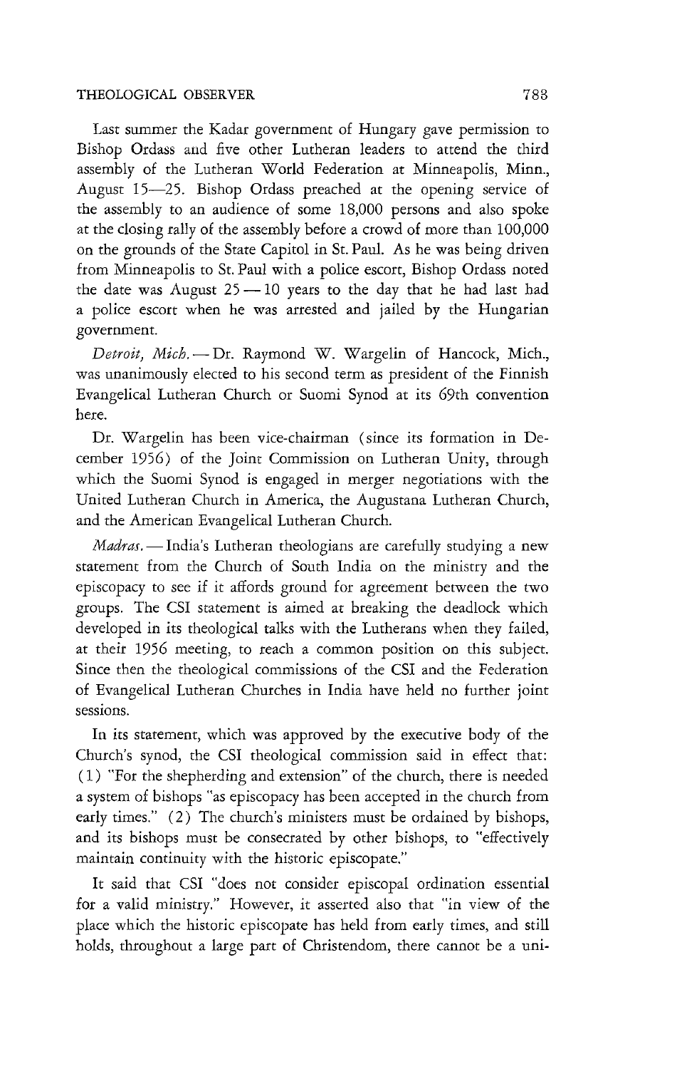Last summer the Kadar government of Hungary gave permission to Bishop Ordass and five other Lutheran leaders to attend the third assembly of the Lutheran World Federation at Minneapolis, Minn., August 15—25. Bishop Ordass preached at the opening service of the assembly to an audience of some 18,000 persons and also spoke at the closing rally of the assembly before a crowd of more than 100,000 on the grounds of the State Capitol in St. Paul. As he was being driven from Minneapolis to St. Paul with a police escort, Bishop Ordass noted the date was August 25 — 10 years to the day that he had last had a police escort when he was arrested and jailed by the Hungarian government.

*Detroit, Mich.* — Dr. Raymond W. Wargelin of Hancock, Mich., was unanimously elected to his second term as president of the Finnish Evangelical Lutheran Church or Suomi Synod at its 69th convention here.

Dr. Wargelin has been vice-chairman (since its formation in December 1956) of the Joint Commission on Lutheran Unity, through which the Suomi Synod is engaged in merger negotiations with the United Lutheran Church in America, the Augustana Lutheran Church, and the American Evangelical Lutheran Church.

*Madras.* — India's Lutheran theologians are carefully studying a new statement from the Church of South India on the ministry and the episcopacy to see if it affords ground for agreement between the two groups. The CSI statement is aimed at breaking the deadlock which developed in its theological talks with the Lutherans when they failed, at their 1956 meeting, to reach a common position on this subject. Since then the theological commissions of the CSI and the Federation of Evangelical Lutheran Churches in India have held no further joint sessions.

In its statement, which was approved by the executive body of the Church's synod, the CSI theological commission said in effect that: (1) "For the shepherding and extension" of the church, there is needed a system of bishops "as episcopacy has been accepted in the church from early times." (2) The church's ministers must be ordained by bishops, and its bishops must be consecrated by other bishops, to "effectively maintain continuity with the historic episcopate."

It said that CSI "does not consider episcopal ordination essential for a valid ministry." However, it asserted also that "in view of the place which the historic episcopate has held from early times, and still holds, throughout a large part of Christendom, there cannot be a uni-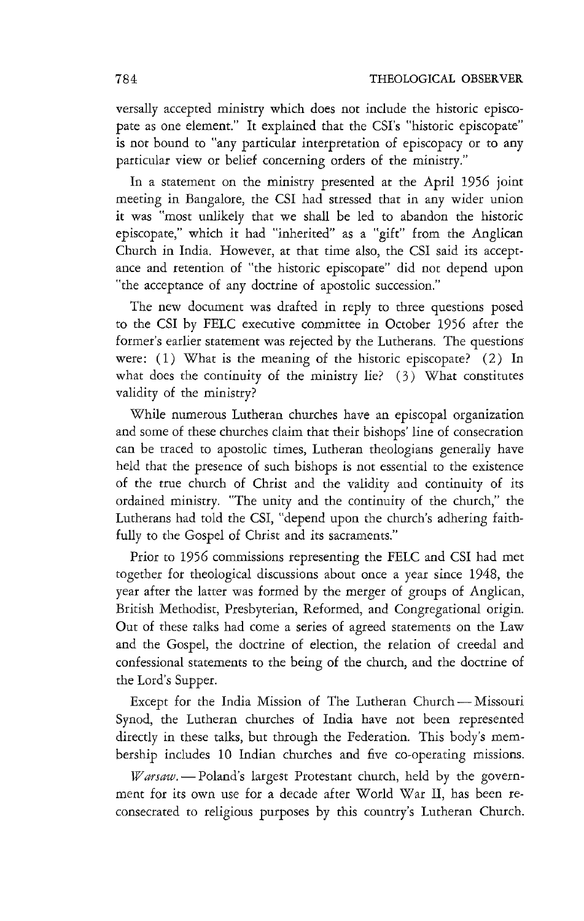versally accepted ministry which does not include the historic episcopate as one element." It explained that the CSI's "historic episcopate" is not bound to "any particular interpretation of episcopacy or to any particular view or belief concerning orders of the ministry."

In a statement on the ministry presented at the April 1956 joint meeting in Bangalore, the CSI had stressed that in any wider union it was "most unlikely that we shall be led to abandon the historic episcopate," which it had "inherited" as a "gift" from the Anglican Church in India. However, at that time also, the CSI said its acceptance and retention of "the historic episcopate" did not depend upon "the acceptance of any doctrine of apostolic succession."

The new document was drafted in reply to three questions posed to the CSI by FELC executive committee in October 1956 after the former's earlier statement was rejected by the Lutherans. The questions were: (1) What is the meaning of the historic episcopate? (2) In what does the continuity of the ministry lie? (3) What constitutes validity of the ministry?

While numerous Lutheran churches have an episcopal organization and some of these churches claim that their bishops' line of consecration can be traced to apostolic times, Lutheran theologians generally have held that the presence of such bishops is not essential to the existence of the true church of Christ and the validity and continuity of its ordained ministry. "The unity and the continuity of the church," the Lutherans had told the CSI, "depend upon the church's adhering faithfully to the Gospel of Christ and its sacraments."

Prior to 1956 commissions representing the FELC and CSI had met together for theological discussions about once a year since 1948, the year after the latter was formed by the merger of groups of Anglican, British Methodist, Presbyterian, Reformed, and Congregational origin. Out of these talks had come a series of agreed statements on the Law and the Gospel, the doctrine of election, the relation of creedal and confessional statements to the being of the church, and the doctrine of the Lord's Supper.

Except for the India Mission of The Lutheran Church — Missouri Synod, the Lutheran churches of India have not been represented directly in these talks, but through the Federation. This body's membership includes 10 Indian churches and five co-operating missions.

*Warsaw.* — Poland's largest Protestant church, held by the government for its own use for a decade after World War II, has been reconsecrated to religious purposes by this country's Lutheran Church.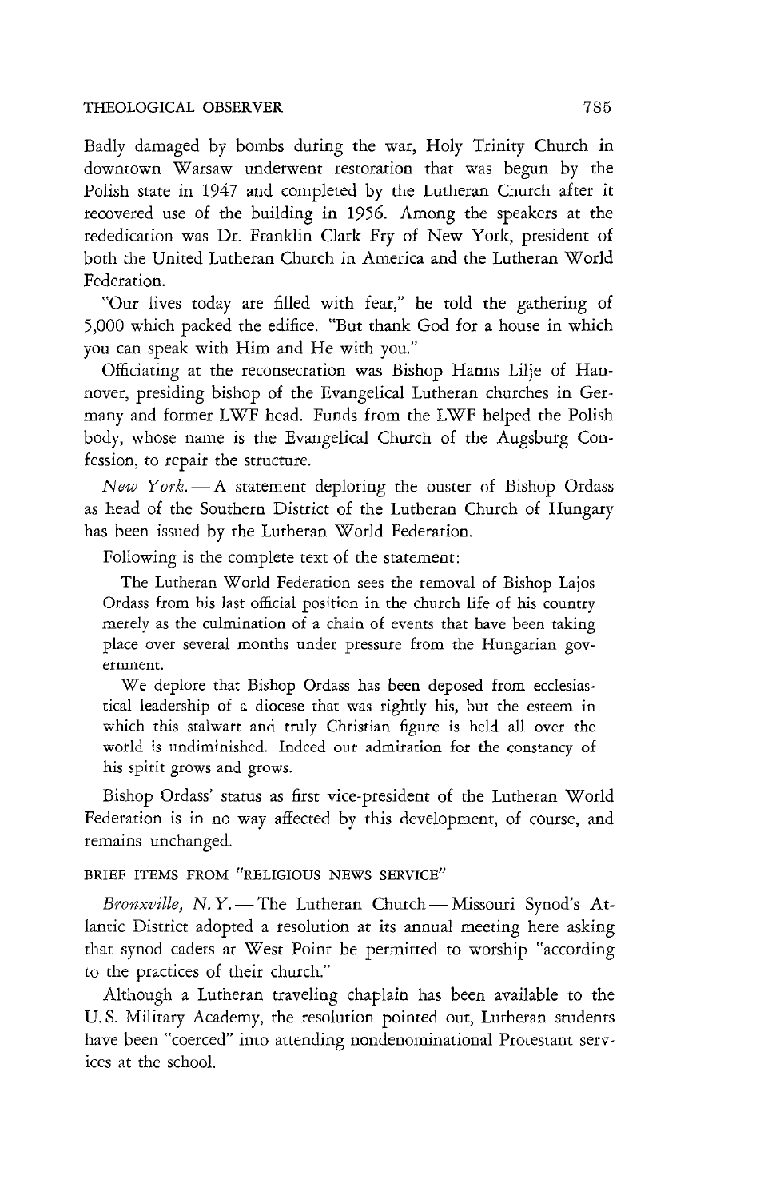Badly damaged by bombs during the war, Holy Trinity Church in downtown Warsaw underwent restoration that was begun by the Polish state in 1947 and completed by the Lutheran Church after it recovered use of the building in 1956. Among the speakers at the rededication was Dr. Franklin Clark Fry of New York, president of both the United Lutheran Church in America and the Lutheran World Federation.

"Our lives today are filled with fear," he told the gathering of 5,000 which packed the edifice. "But thank God for a house in which you can speak with Him and He with you."

Officiating at the reconsecration was Bishop Hanns Lilje of Hannover, presiding bishop of the Evangelical Lutheran churches in Germany and former LWF head. Funds from the LWF helped the Polish body, whose name is the Evangelical Church of the Augsburg Confession, to repair the structure.

*New York.* — A statement deploring the ouster of Bishop Ordass as head of the Southern District of the Lutheran Church of Hungary has been issued by the Lutheran World Federation.

Following is the complete text of the statement:

> The Lutheran World Federation sees the removal of Bishop Lajos Ordass from his last official position in the church life of his country merely as the culmination of a chain of events that have been taking place over several months under pressure from the Hungarian government.
>
> We deplore that Bishop Ordass has been deposed from ecclesiastical leadership of a diocese that was rightly his, but the esteem in which this stalwart and truly Christian figure is held all over the world is undiminished. Indeed our admiration for the constancy of his spirit grows and grows.

Bishop Ordass' status as first vice-president of the Lutheran World Federation is in no way affected by this development, of course, and remains unchanged.

BRIEF ITEMS FROM "RELIGIOUS NEWS SERVICE"

*Bronxville, N. Y.* — The Lutheran Church — Missouri Synod's Atlantic District adopted a resolution at its annual meeting here asking that synod cadets at West Point be permitted to worship "according to the practices of their church."

Although a Lutheran traveling chaplain has been available to the U. S. Military Academy, the resolution pointed out, Lutheran students have been "coerced" into attending nondenominational Protestant services at the school.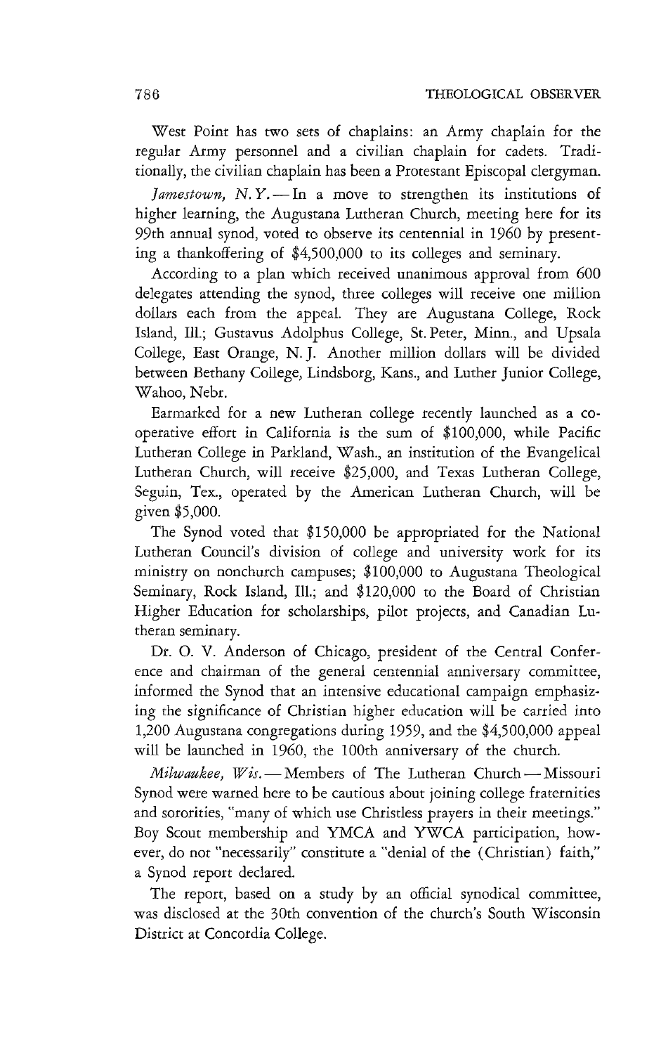West Point has two sets of chaplains: an Army chaplain for the regular Army personnel and a civilian chaplain for cadets. Traditionally, the civilian chaplain has been a Protestant Episcopal clergyman.

*Jamestown, N.Y.* — In a move to strengthen its institutions of higher learning, the Augustana Lutheran Church, meeting here for its 99th annual synod, voted to observe its centennial in 1960 by presenting a thankoffering of $4,500,000 to its colleges and seminary.

According to a plan which received unanimous approval from 600 delegates attending the synod, three colleges will receive one million dollars each from the appeal. They are Augustana College, Rock Island, Ill.; Gustavus Adolphus College, St. Peter, Minn., and Upsala College, East Orange, N. J. Another million dollars will be divided between Bethany College, Lindsborg, Kans., and Luther Junior College, Wahoo, Nebr.

Earmarked for a new Lutheran college recently launched as a cooperative effort in California is the sum of $100,000, while Pacific Lutheran College in Parkland, Wash., an institution of the Evangelical Lutheran Church, will receive $25,000, and Texas Lutheran College, Seguin, Tex., operated by the American Lutheran Church, will be given $5,000.

The Synod voted that $150,000 be appropriated for the National Lutheran Council's division of college and university work for its ministry on nonchurch campuses; $100,000 to Augustana Theological Seminary, Rock Island, Ill.; and $120,000 to the Board of Christian Higher Education for scholarships, pilot projects, and Canadian Lutheran seminary.

Dr. O. V. Anderson of Chicago, president of the Central Conference and chairman of the general centennial anniversary committee, informed the Synod that an intensive educational campaign emphasizing the significance of Christian higher education will be carried into 1,200 Augustana congregations during 1959, and the $4,500,000 appeal will be launched in 1960, the 100th anniversary of the church.

*Milwaukee, Wis.* — Members of The Lutheran Church — Missouri Synod were warned here to be cautious about joining college fraternities and sororities, "many of which use Christless prayers in their meetings." Boy Scout membership and YMCA and YWCA participation, however, do not "necessarily" constitute a "denial of the (Christian) faith," a Synod report declared.

The report, based on a study by an official synodical committee, was disclosed at the 30th convention of the church's South Wisconsin District at Concordia College.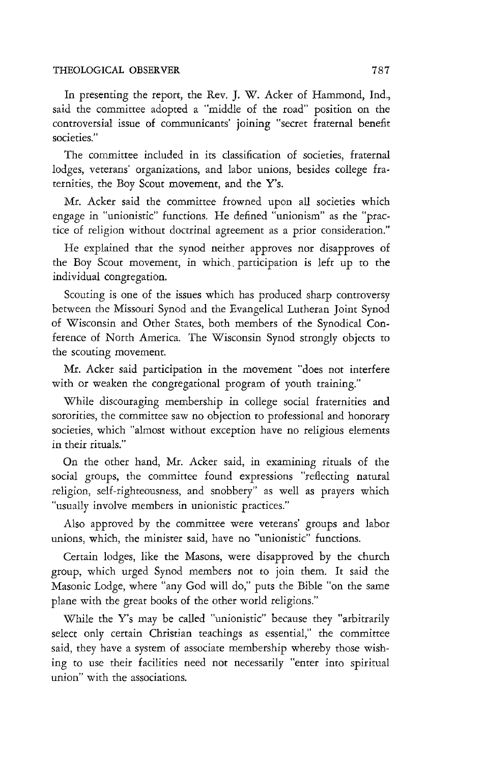In presenting the report, the Rev. J. W. Acker of Hammond, Ind., said the committee adopted a "middle of the road" position on the controversial issue of communicants' joining "secret fraternal benefit societies."

The committee included in its classification of societies, fraternal lodges, veterans' organizations, and labor unions, besides college fraternities, the Boy Scout movement, and the Y's.

Mr. Acker said the committee frowned upon all societies which engage in "unionistic" functions. He defined "unionism" as the "practice of religion without doctrinal agreement as a prior consideration."

He explained that the synod neither approves nor disapproves of the Boy Scout movement, in which participation is left up to the individual congregation.

Scouting is one of the issues which has produced sharp controversy between the Missouri Synod and the Evangelical Lutheran Joint Synod of Wisconsin and Other States, both members of the Synodical Conference of North America. The Wisconsin Synod strongly objects to the scouting movement.

Mr. Acker said participation in the movement "does not interfere with or weaken the congregational program of youth training."

While discouraging membership in college social fraternities and sororities, the committee saw no objection to professional and honorary societies, which "almost without exception have no religious elements in their rituals."

On the other hand, Mr. Acker said, in examining rituals of the social groups, the committee found expressions "reflecting natural religion, self-righteousness, and snobbery" as well as prayers which "usually involve members in unionistic practices."

Also approved by the committee were veterans' groups and labor unions, which, the minister said, have no "unionistic" functions.

Certain lodges, like the Masons, were disapproved by the church group, which urged Synod members not to join them. It said the Masonic Lodge, where "any God will do," puts the Bible "on the same plane with the great books of the other world religions."

While the Y's may be called "unionistic" because they "arbitrarily select only certain Christian teachings as essential," the committee said, they have a system of associate membership whereby those wishing to use their facilities need not necessarily "enter into spiritual union" with the associations.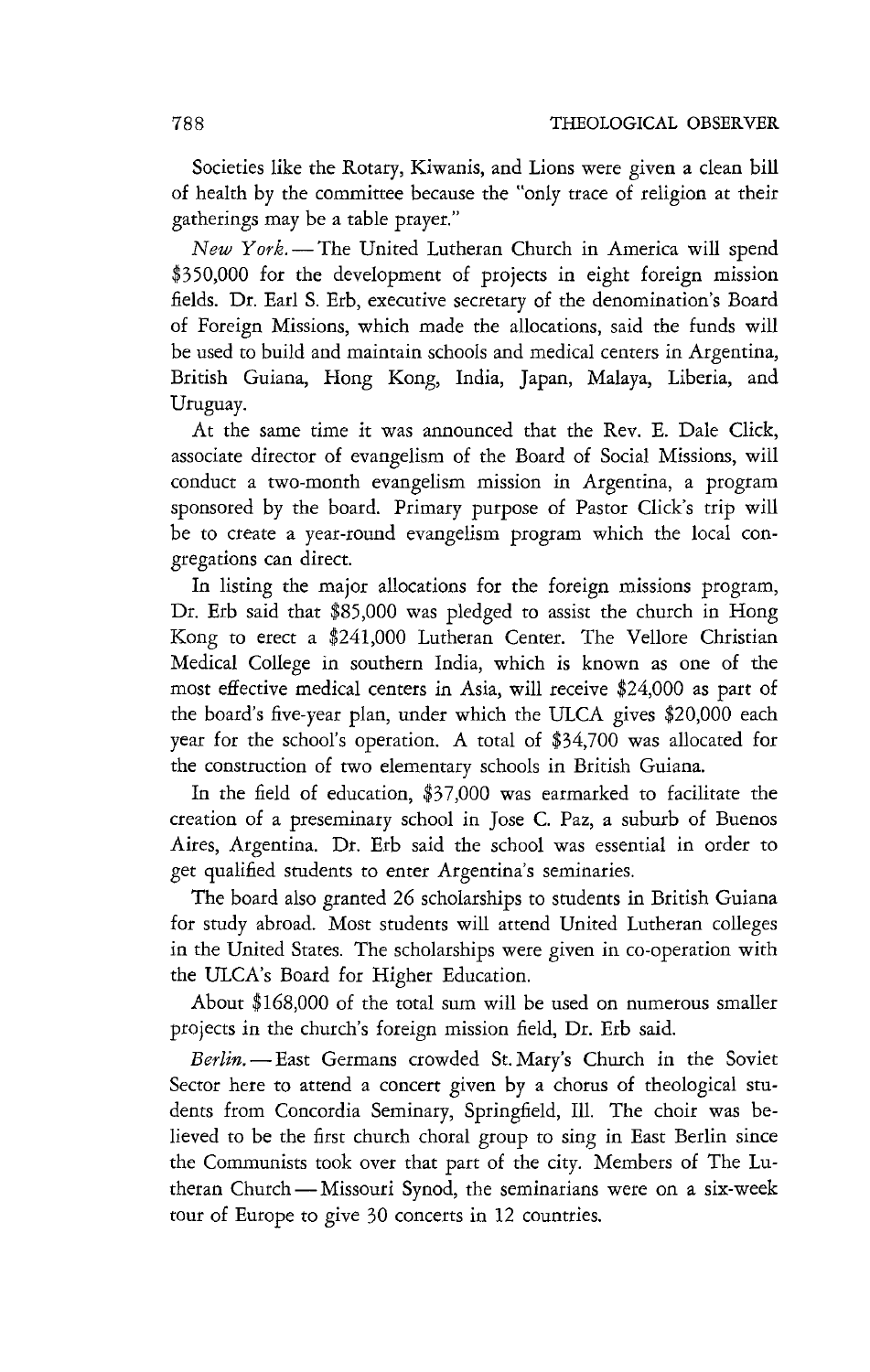Societies like the Rotary, Kiwanis, and Lions were given a clean bill of health by the committee because the "only trace of religion at their gatherings may be a table prayer."

*New York.* — The United Lutheran Church in America will spend \$350,000 for the development of projects in eight foreign mission fields. Dr. Earl S. Erb, executive secretary of the denomination's Board of Foreign Missions, which made the allocations, said the funds will be used to build and maintain schools and medical centers in Argentina, British Guiana, Hong Kong, India, Japan, Malaya, Liberia, and Uruguay.

At the same time it was announced that the Rev. E. Dale Click, associate director of evangelism of the Board of Social Missions, will conduct a two-month evangelism mission in Argentina, a program sponsored by the board. Primary purpose of Pastor Click's trip will be to create a year-round evangelism program which the local congregations can direct.

In listing the major allocations for the foreign missions program, Dr. Erb said that \$85,000 was pledged to assist the church in Hong Kong to erect a \$241,000 Lutheran Center. The Vellore Christian Medical College in southern India, which is known as one of the most effective medical centers in Asia, will receive \$24,000 as part of the board's five-year plan, under which the ULCA gives \$20,000 each year for the school's operation. A total of \$34,700 was allocated for the construction of two elementary schools in British Guiana.

In the field of education, \$37,000 was earmarked to facilitate the creation of a preseminary school in Jose C. Paz, a suburb of Buenos Aires, Argentina. Dr. Erb said the school was essential in order to get qualified students to enter Argentina's seminaries.

The board also granted 26 scholarships to students in British Guiana for study abroad. Most students will attend United Lutheran colleges in the United States. The scholarships were given in co-operation with the ULCA's Board for Higher Education.

About \$168,000 of the total sum will be used on numerous smaller projects in the church's foreign mission field, Dr. Erb said.

*Berlin.* — East Germans crowded St. Mary's Church in the Soviet Sector here to attend a concert given by a chorus of theological students from Concordia Seminary, Springfield, Ill. The choir was believed to be the first church choral group to sing in East Berlin since the Communists took over that part of the city. Members of The Lutheran Church — Missouri Synod, the seminarians were on a six-week tour of Europe to give 30 concerts in 12 countries.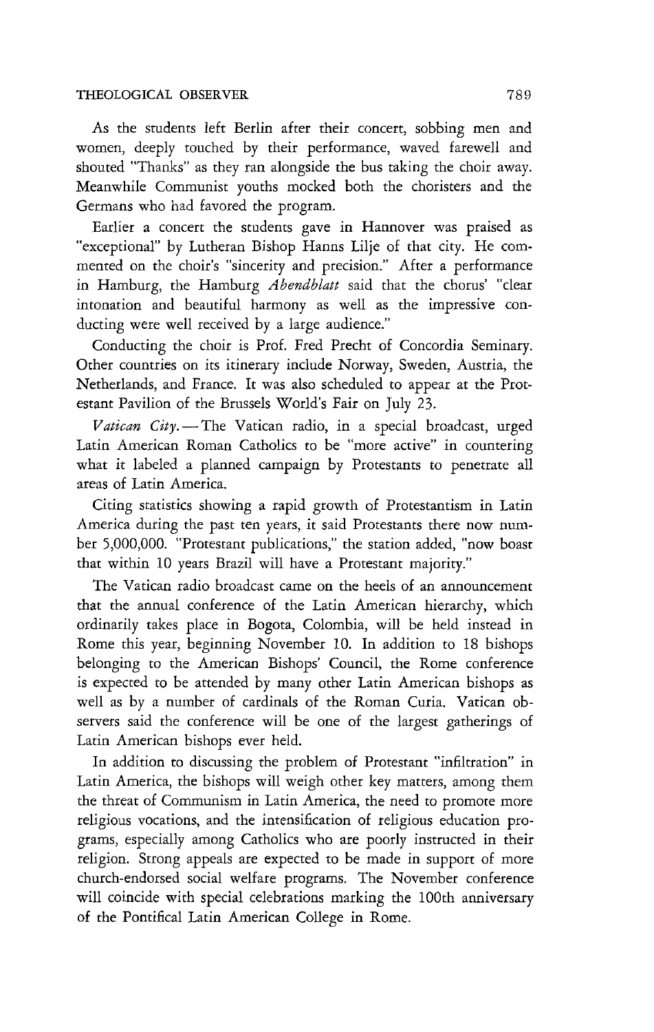As the students left Berlin after their concert, sobbing men and women, deeply touched by their performance, waved farewell and shouted "Thanks" as they ran alongside the bus taking the choir away. Meanwhile Communist youths mocked both the choristers and the Germans who had favored the program.

Earlier a concert the students gave in Hannover was praised as "exceptional" by Lutheran Bishop Hanns Lilje of that city. He commented on the choir's "sincerity and precision." After a performance in Hamburg, the Hamburg *Abendblatt* said that the chorus' "clear intonation and beautiful harmony as well as the impressive conducting were well received by a large audience."

Conducting the choir is Prof. Fred Precht of Concordia Seminary. Other countries on its itinerary include Norway, Sweden, Austria, the Netherlands, and France. It was also scheduled to appear at the Protestant Pavilion of the Brussels World's Fair on July 23.

*Vatican City.* — The Vatican radio, in a special broadcast, urged Latin American Roman Catholics to be "more active" in countering what it labeled a planned campaign by Protestants to penetrate all areas of Latin America.

Citing statistics showing a rapid growth of Protestantism in Latin America during the past ten years, it said Protestants there now number 5,000,000. "Protestant publications," the station added, "now boast that within 10 years Brazil will have a Protestant majority."

The Vatican radio broadcast came on the heels of an announcement that the annual conference of the Latin American hierarchy, which ordinarily takes place in Bogota, Colombia, will be held instead in Rome this year, beginning November 10. In addition to 18 bishops belonging to the American Bishops' Council, the Rome conference is expected to be attended by many other Latin American bishops as well as by a number of cardinals of the Roman Curia. Vatican observers said the conference will be one of the largest gatherings of Latin American bishops ever held.

In addition to discussing the problem of Protestant "infiltration" in Latin America, the bishops will weigh other key matters, among them the threat of Communism in Latin America, the need to promote more religious vocations, and the intensification of religious education programs, especially among Catholics who are poorly instructed in their religion. Strong appeals are expected to be made in support of more church-endorsed social welfare programs. The November conference will coincide with special celebrations marking the 100th anniversary of the Pontifical Latin American College in Rome.